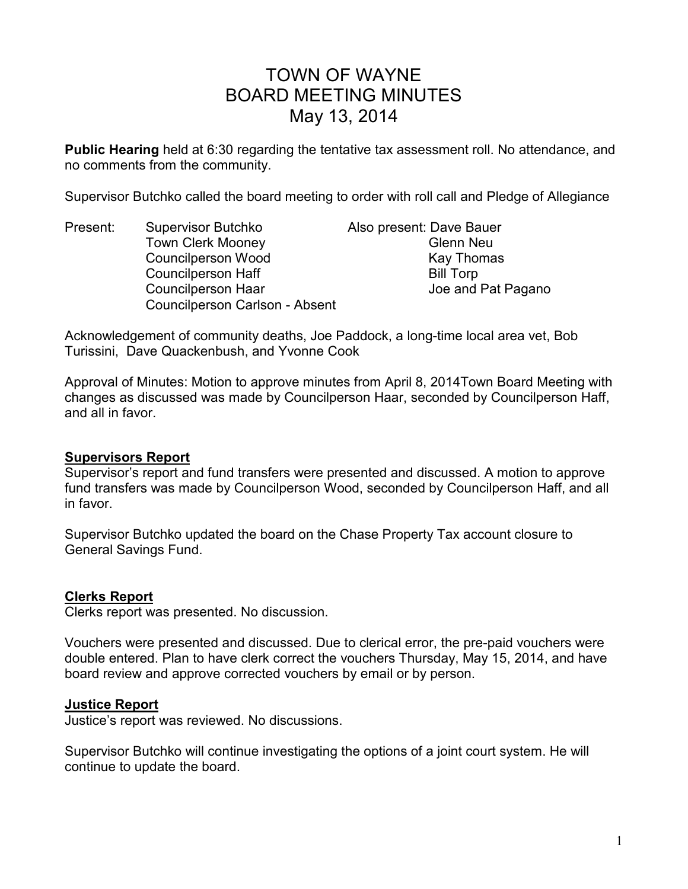# TOWN OF WAYNE
# BOARD MEETING MINUTES
# May 13, 2014

**Public Hearing** held at 6:30 regarding the tentative tax assessment roll. No attendance, and no comments from the community.

Supervisor Butchko called the board meeting to order with roll call and Pledge of Allegiance

| Present: | | Also present: |
|---|---|---|
| | Supervisor Butchko | Dave Bauer |
| | Town Clerk Mooney | Glenn Neu |
| | Councilperson Wood | Kay Thomas |
| | Councilperson Haff | Bill Torp |
| | Councilperson Haar | Joe and Pat Pagano |
| | Councilperson Carlson - Absent | |

Acknowledgement of community deaths, Joe Paddock, a long-time local area vet, Bob Turissini, Dave Quackenbush, and Yvonne Cook

Approval of Minutes: Motion to approve minutes from April 8, 2014Town Board Meeting with changes as discussed was made by Councilperson Haar, seconded by Councilperson Haff, and all in favor.

## Supervisors Report

Supervisor's report and fund transfers were presented and discussed. A motion to approve fund transfers was made by Councilperson Wood, seconded by Councilperson Haff, and all in favor.

Supervisor Butchko updated the board on the Chase Property Tax account closure to General Savings Fund.

## Clerks Report

Clerks report was presented. No discussion.

Vouchers were presented and discussed. Due to clerical error, the pre-paid vouchers were double entered. Plan to have clerk correct the vouchers Thursday, May 15, 2014, and have board review and approve corrected vouchers by email or by person.

## Justice Report

Justice's report was reviewed. No discussions.

Supervisor Butchko will continue investigating the options of a joint court system. He will continue to update the board.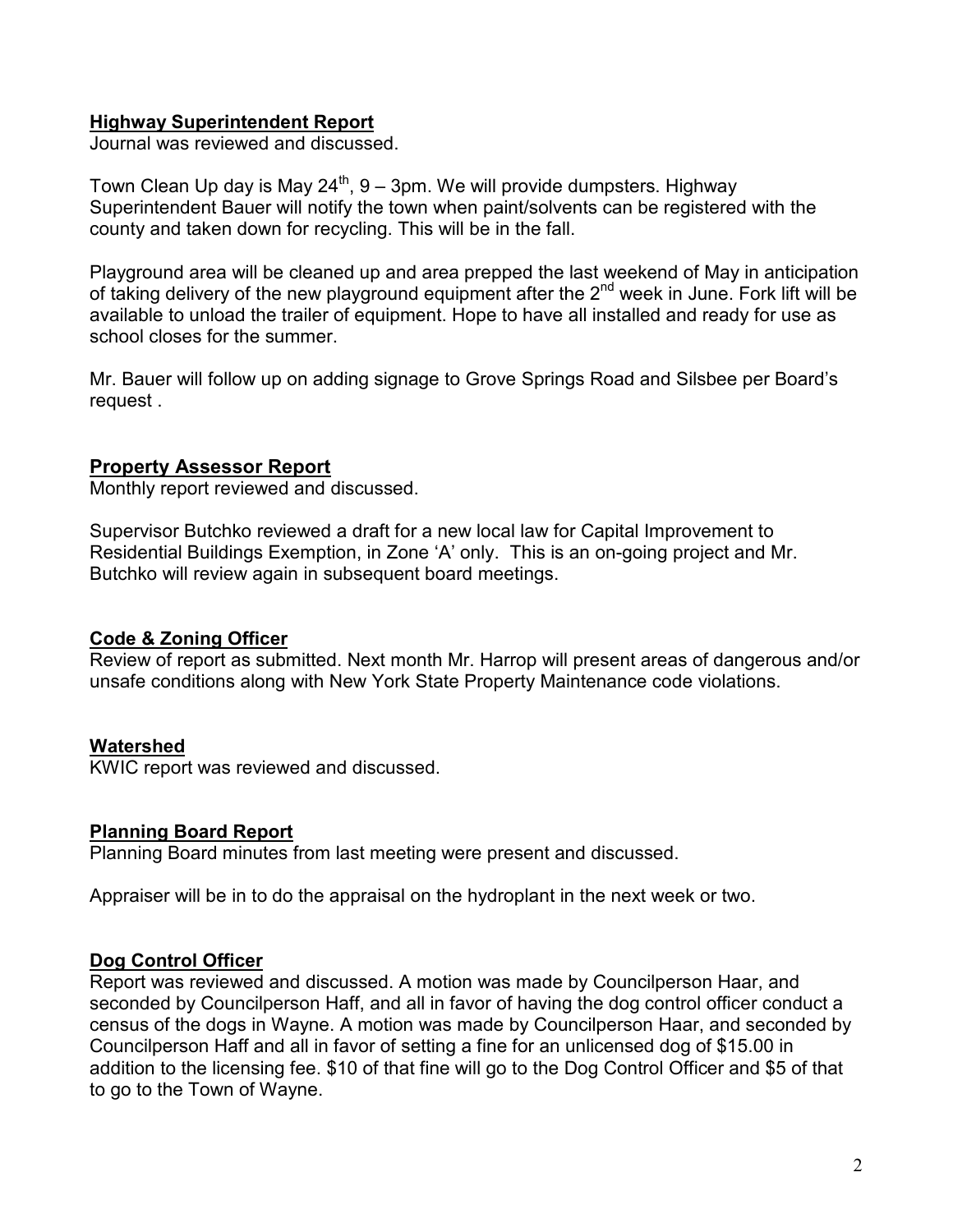**Highway Superintendent Report**

Journal was reviewed and discussed.

Town Clean Up day is May 24th, 9 – 3pm. We will provide dumpsters. Highway Superintendent Bauer will notify the town when paint/solvents can be registered with the county and taken down for recycling. This will be in the fall.

Playground area will be cleaned up and area prepped the last weekend of May in anticipation of taking delivery of the new playground equipment after the 2nd week in June. Fork lift will be available to unload the trailer of equipment. Hope to have all installed and ready for use as school closes for the summer.

Mr. Bauer will follow up on adding signage to Grove Springs Road and Silsbee per Board's request .

**Property Assessor Report**

Monthly report reviewed and discussed.

Supervisor Butchko reviewed a draft for a new local law for Capital Improvement to Residential Buildings Exemption, in Zone 'A' only. This is an on-going project and Mr. Butchko will review again in subsequent board meetings.

**Code & Zoning Officer**

Review of report as submitted. Next month Mr. Harrop will present areas of dangerous and/or unsafe conditions along with New York State Property Maintenance code violations.

**Watershed**

KWIC report was reviewed and discussed.

**Planning Board Report**

Planning Board minutes from last meeting were present and discussed.

Appraiser will be in to do the appraisal on the hydroplant in the next week or two.

**Dog Control Officer**

Report was reviewed and discussed. A motion was made by Councilperson Haar, and seconded by Councilperson Haff, and all in favor of having the dog control officer conduct a census of the dogs in Wayne. A motion was made by Councilperson Haar, and seconded by Councilperson Haff and all in favor of setting a fine for an unlicensed dog of $15.00 in addition to the licensing fee. $10 of that fine will go to the Dog Control Officer and $5 of that to go to the Town of Wayne.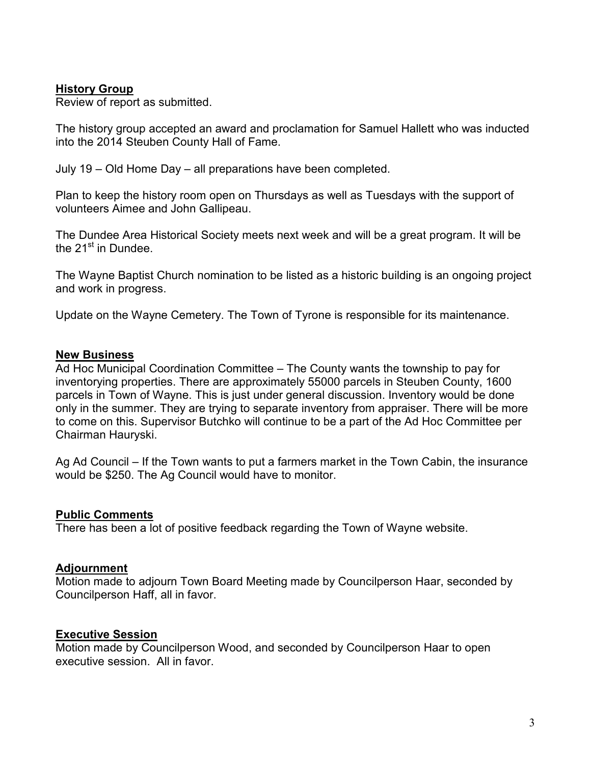**History Group**

Review of report as submitted.

The history group accepted an award and proclamation for Samuel Hallett who was inducted into the 2014 Steuben County Hall of Fame.

July 19 – Old Home Day – all preparations have been completed.

Plan to keep the history room open on Thursdays as well as Tuesdays with the support of volunteers Aimee and John Gallipeau.

The Dundee Area Historical Society meets next week and will be a great program. It will be the 21st in Dundee.

The Wayne Baptist Church nomination to be listed as a historic building is an ongoing project and work in progress.

Update on the Wayne Cemetery. The Town of Tyrone is responsible for its maintenance.

**New Business**

Ad Hoc Municipal Coordination Committee – The County wants the township to pay for inventorying properties. There are approximately 55000 parcels in Steuben County, 1600 parcels in Town of Wayne. This is just under general discussion. Inventory would be done only in the summer. They are trying to separate inventory from appraiser. There will be more to come on this. Supervisor Butchko will continue to be a part of the Ad Hoc Committee per Chairman Hauryski.

Ag Ad Council – If the Town wants to put a farmers market in the Town Cabin, the insurance would be $250. The Ag Council would have to monitor.

**Public Comments**

There has been a lot of positive feedback regarding the Town of Wayne website.

**Adjournment**

Motion made to adjourn Town Board Meeting made by Councilperson Haar, seconded by Councilperson Haff, all in favor.

**Executive Session**

Motion made by Councilperson Wood, and seconded by Councilperson Haar to open executive session. All in favor.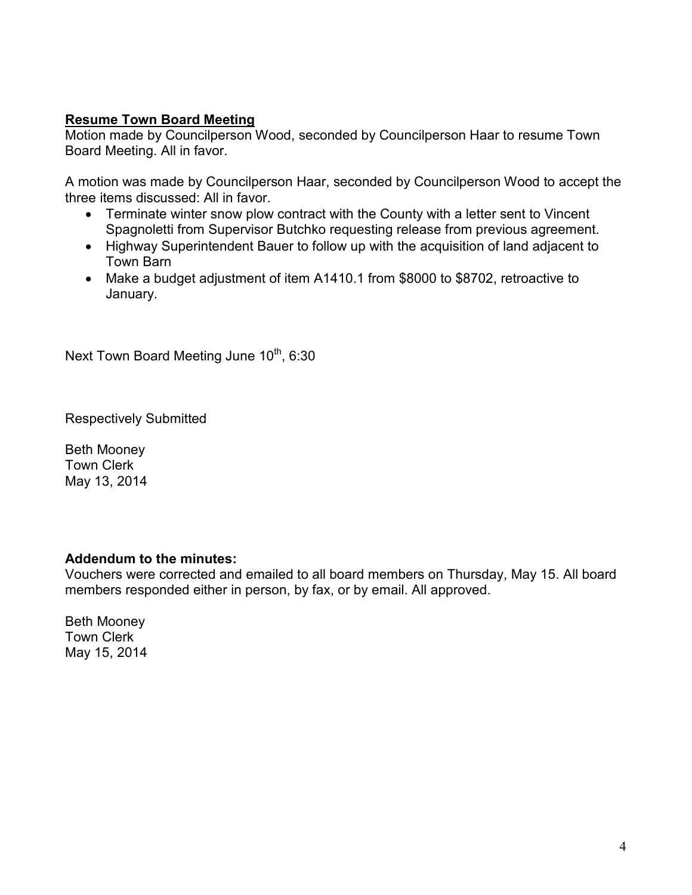**<u>Resume Town Board Meeting</u>**

Motion made by Councilperson Wood, seconded by Councilperson Haar to resume Town Board Meeting. All in favor.

A motion was made by Councilperson Haar, seconded by Councilperson Wood to accept the three items discussed: All in favor.

- Terminate winter snow plow contract with the County with a letter sent to Vincent Spagnoletti from Supervisor Butchko requesting release from previous agreement.
- Highway Superintendent Bauer to follow up with the acquisition of land adjacent to Town Barn
- Make a budget adjustment of item A1410.1 from $8000 to $8702, retroactive to January.

Next Town Board Meeting June 10th, 6:30

Respectively Submitted

Beth Mooney
Town Clerk
May 13, 2014

**Addendum to the minutes:**

Vouchers were corrected and emailed to all board members on Thursday, May 15. All board members responded either in person, by fax, or by email. All approved.

Beth Mooney
Town Clerk
May 15, 2014